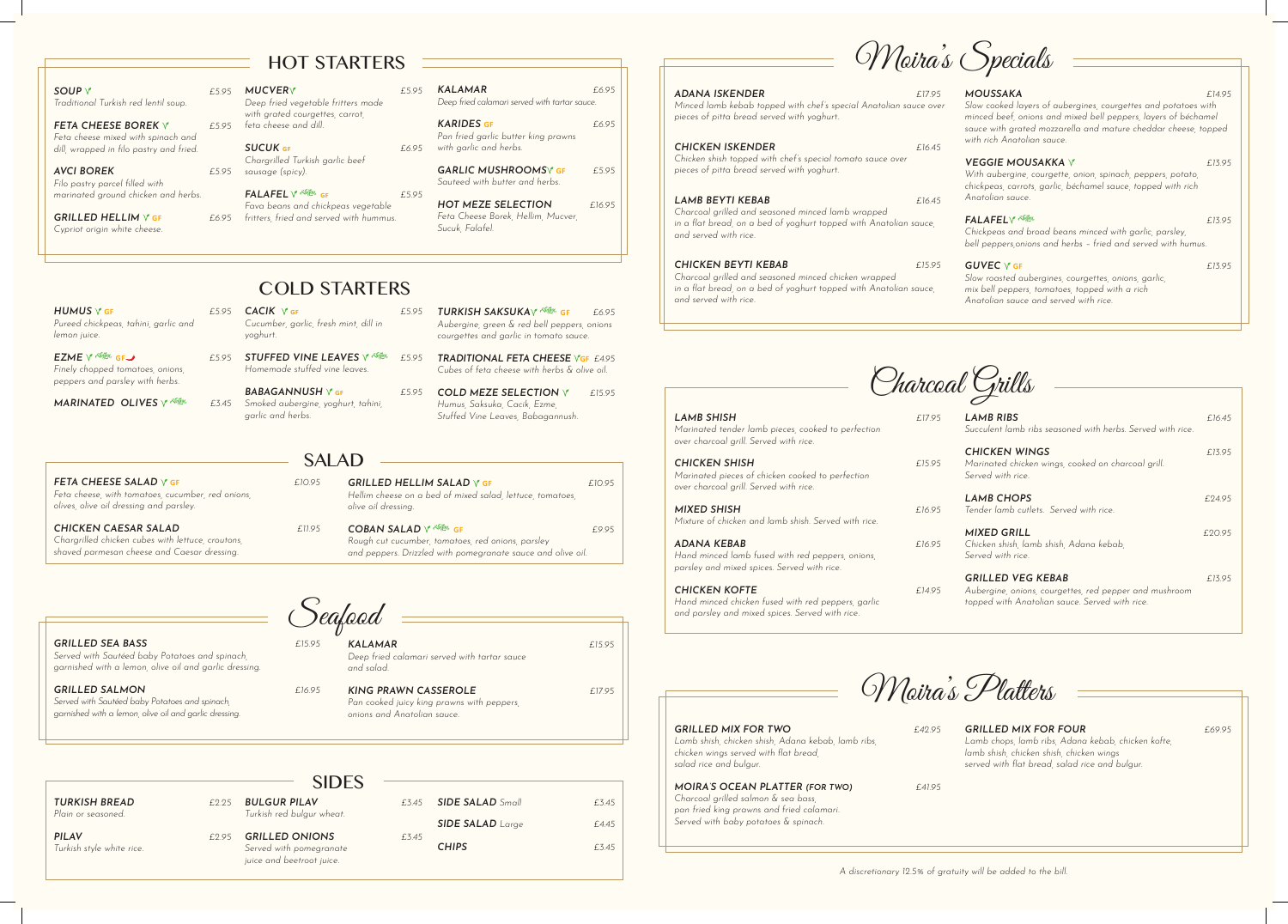## HOT STARTERS

**SOUP** V — £5.95
*Traditional Turkish red lentil soup.*

**FETA CHEESE BOREK** V — £5.95
*Feta cheese mixed with spinach and dill, wrapped in filo pastry and fried.*

**AVCI BOREK** — £5.95
*Filo pastry parcel filled with marinated ground chicken and herbs.*

**GRILLED HELLIM** V GF — £6.95
*Cypriot origin white cheese.*

**MUCVER** V — £5.95
*Deep fried vegetable fritters made with grated courgettes, carrot, feta cheese and dill.*

**SUCUK** GF — £6.95
*Chargrilled Turkish garlic beef sausage (spicy).*

**FALAFEL** V Vegan GF — £5.95
*Fava beans and chickpeas vegetable fritters, fried and served with hummus.*

**KALAMAR** — £6.95
*Deep fried calamari served with tartar sauce.*

**KARIDES** GF — £6.95
*Pan fried garlic butter king prawns with garlic and herbs.*

**GARLIC MUSHROOMS** V GF — £5.95
*Sauteed with butter and herbs.*

**HOT MEZE SELECTION** — £16.95
*Feta Cheese Borek, Hellim, Mucver, Sucuk, Falafel.*

## COLD STARTERS

**HUMUS** V GF — £5.95
*Pureed chickpeas, tahini, garlic and lemon juice.*

**EZME** V Vegan GF (spicy) — £5.95
*Finely chopped tomatoes, onions, peppers and parsley with herbs.*

**MARINATED OLIVES** V Vegan — £3.45

**CACIK** V GF — £5.95
*Cucumber, garlic, fresh mint, dill in yoghurt.*

**STUFFED VINE LEAVES** V Vegan — £5.95
*Homemade stuffed vine leaves.*

**BABAGANNUSH** V GF — £5.95
*Smoked aubergine, yoghurt, tahini, garlic and herbs.*

**TURKISH SAKSUKA** V Vegan GF — £6.95
*Aubergine, green & red bell peppers, onions courgettes and garlic in tomato sauce.*

**TRADITIONAL FETA CHEESE** V GF — £4.95
*Cubes of feta cheese with herbs & olive oil.*

**COLD MEZE SELECTION** V — £15.95
*Humus, Saksuka, Cacik, Ezme, Stuffed Vine Leaves, Babagannush.*

## SALAD

**FETA CHEESE SALAD** V GF — £10.95
*Feta cheese, with tomatoes, cucumber, red onions, olives, olive oil dressing and parsley.*

**CHICKEN CAESAR SALAD** — £11.95
*Chargrilled chicken cubes with lettuce, croutons, shaved parmesan cheese and Caesar dressing.*

**GRILLED HELLIM SALAD** V GF — £10.95
*Hellim cheese on a bed of mixed salad, lettuce, tomatoes, olive oil dressing.*

**COBAN SALAD** V Vegan GF — £9.95
*Rough cut cucumber, tomatoes, red onions, parsley and peppers. Drizzled with pomegranate sauce and olive oil.*

## Seafood

**GRILLED SEA BASS** — £15.95
*Served with Sautéed baby Potatoes and spinach, garnished with a lemon, olive oil and garlic dressing.*

**GRILLED SALMON** — £16.95
*Served with Sautéed baby Potatoes and spinach, garnished with a lemon, olive oil and garlic dressing.*

**KALAMAR** — £15.95
*Deep fried calamari served with tartar sauce and salad.*

**KING PRAWN CASSEROLE** — £17.95
*Pan cooked juicy king prawns with peppers, onions and Anatolian sauce.*

## SIDES

**TURKISH BREAD** — £2.25
*Plain or seasoned.*

**PILAV** — £2.95
*Turkish style white rice.*

**BULGUR PILAV** — £3.45
*Turkish red bulgur wheat.*

**GRILLED ONIONS** — £3.45
*Served with pomegranate juice and beetroot juice.*

**SIDE SALAD** *Small* — £3.45

**SIDE SALAD** *Large* — £4.45

**CHIPS** — £3.45

## Moira's Specials

**ADANA ISKENDER** — £17.95
*Minced lamb kebab topped with chef's special Anatolian sauce over pieces of pitta bread served with yoghurt.*

**CHICKEN ISKENDER** — £16.45
*Chicken shish topped with chef's special tomato sauce over pieces of pitta bread served with yoghurt.*

**LAMB BEYTI KEBAB** — £16.45
*Charcoal grilled and seasoned minced lamb wrapped in a flat bread, on a bed of yoghurt topped with Anatolian sauce, and served with rice.*

**CHICKEN BEYTI KEBAB** — £15.95
*Charcoal grilled and seasoned minced chicken wrapped in a flat bread, on a bed of yoghurt topped with Anatolian sauce, and served with rice.*

**MOUSSAKA** — £14.95
*Slow cooked layers of aubergines, courgettes and potatoes with minced beef, onions and mixed bell peppers, layers of béchamel sauce with grated mozzarella and mature cheddar cheese, topped with rich Anatolian sauce.*

**VEGGIE MOUSAKKA** V — £13.95
*With aubergine, courgette, onion, spinach, peppers, potato, chickpeas, carrots, garlic, béchamel sauce, topped with rich Anatolian sauce.*

**FALAFEL** V Vegan — £13.95
*Chickpeas and broad beans minced with garlic, parsley, bell peppers,onions and herbs – fried and served with humus.*

**GUVEC** V GF — £13.95
*Slow roasted aubergines, courgettes, onions, garlic, mix bell peppers, tomatoes, topped with a rich Anatolian sauce and served with rice.*

## Charcoal Grills

**LAMB SHISH** — £17.95
*Marinated tender lamb pieces, cooked to perfection over charcoal grill. Served with rice.*

**CHICKEN SHISH** — £15.95
*Marinated pieces of chicken cooked to perfection over charcoal grill. Served with rice.*

**MIXED SHISH** — £16.95
*Mixture of chicken and lamb shish. Served with rice.*

**ADANA KEBAB** — £16.95
*Hand minced lamb fused with red peppers, onions, parsley and mixed spices. Served with rice.*

**CHICKEN KOFTE** — £14.95
*Hand minced chicken fused with red peppers, garlic and parsley and mixed spices. Served with rice.*

**LAMB RIBS** — £16.45
*Succulent lamb ribs seasoned with herbs. Served with rice.*

**CHICKEN WINGS** — £13.95
*Marinated chicken wings, cooked on charcoal grill. Served with rice.*

**LAMB CHOPS** — £24.95
*Tender lamb cutlets. Served with rice.*

**MIXED GRILL** — £20.95
*Chicken shish, lamb shish, Adana kebab, Served with rice.*

**GRILLED VEG KEBAB** — £13.95
*Aubergine, onions, courgettes, red pepper and mushroom topped with Anatolian sauce. Served with rice.*

## Moira's Platters

**GRILLED MIX FOR TWO** — £42.95
*Lamb shish, chicken shish, Adana kebab, lamb ribs, chicken wings served with flat bread, salad rice and bulgur.*

**MOIRA'S OCEAN PLATTER** *(FOR TWO)* — £41.95
*Charcoal grilled salmon & sea bass, pan fried king prawns and fried calamari. Served with baby potatoes & spinach.*

**GRILLED MIX FOR FOUR** — £69.95
*Lamb chops, lamb ribs, Adana kebab, chicken kofte, lamb shish, chicken shish, chicken wings served with flat bread, salad rice and bulgur.*

*A discretionary 12.5% of gratuity will be added to the bill.*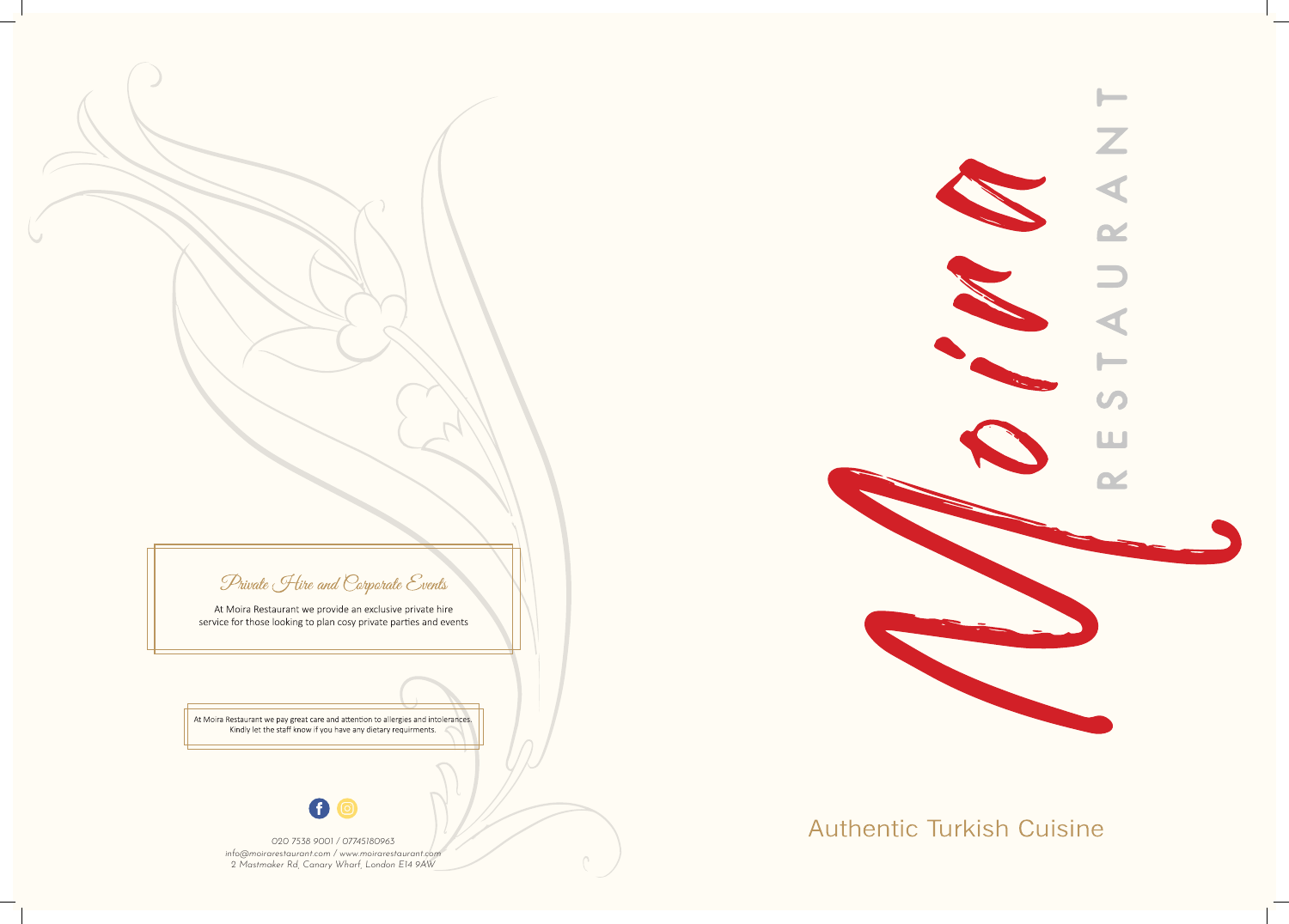## Private Hire and Corporate Events

At Moira Restaurant we provide an exclusive private hire service for those looking to plan cosy private parties and events

At Moira Restaurant we pay great care and attention to allergies and intolerances. Kindly let the staff know if you have any dietary requirments.

020 7538 9001 / 07745180963
info@moirarestaurant.com / www.moirarestaurant.com
2 Mastmaker Rd, Canary Wharf, London E14 9AW

# Moira RESTAURANT

Authentic Turkish Cuisine